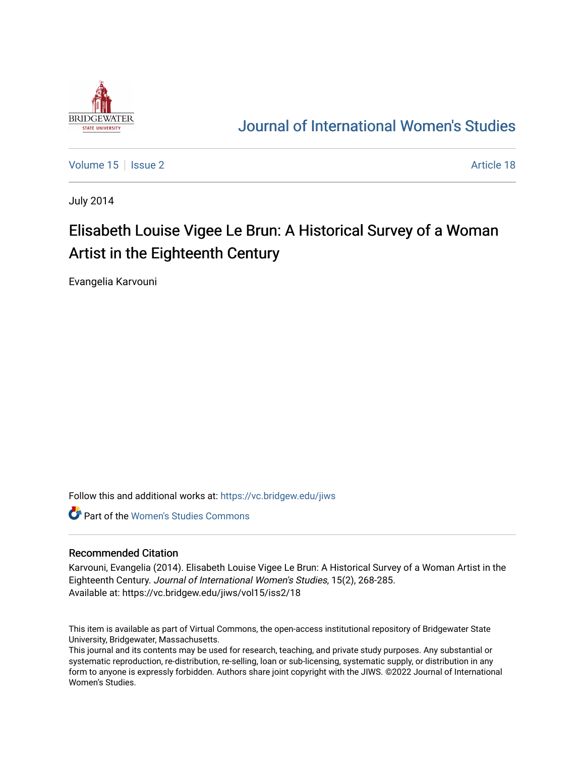# Journal of International Women's Studies

Volume 15 | Issue 2 | Article 18

July 2014

## Elisabeth Louise Vigee Le Brun: A Historical Survey of a Woman Artist in the Eighteenth Century

Evangelia Karvouni

Follow this and additional works at: https://vc.bridgew.edu/jiws

Part of the Women's Studies Commons

### Recommended Citation

Karvouni, Evangelia (2014). Elisabeth Louise Vigee Le Brun: A Historical Survey of a Woman Artist in the Eighteenth Century. *Journal of International Women's Studies*, 15(2), 268-285.
Available at: https://vc.bridgew.edu/jiws/vol15/iss2/18

This item is available as part of Virtual Commons, the open-access institutional repository of Bridgewater State University, Bridgewater, Massachusetts.
This journal and its contents may be used for research, teaching, and private study purposes. Any substantial or systematic reproduction, re-distribution, re-selling, loan or sub-licensing, systematic supply, or distribution in any form to anyone is expressly forbidden. Authors share joint copyright with the JIWS. ©2022 Journal of International Women's Studies.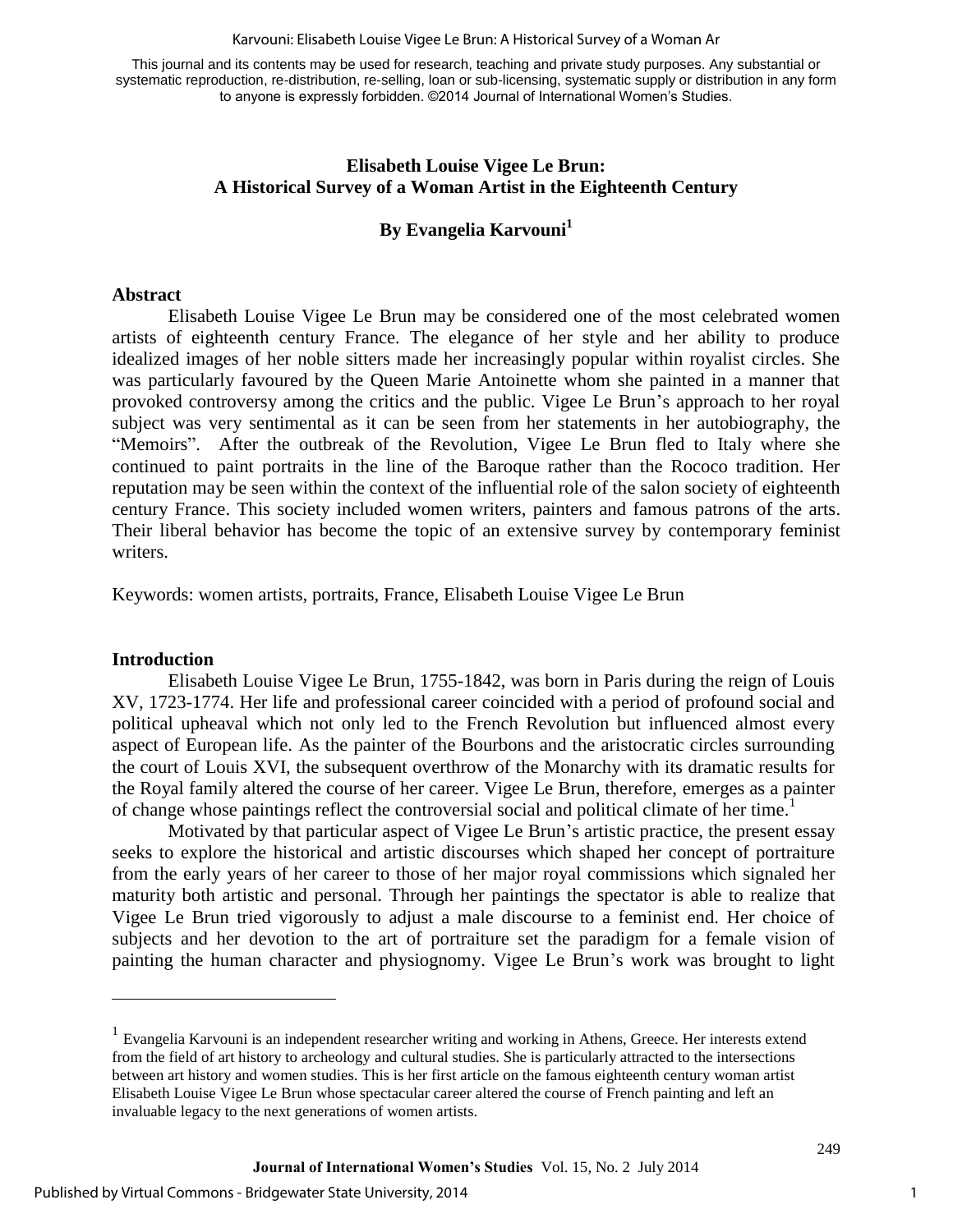# Elisabeth Louise Vigee Le Brun: A Historical Survey of a Woman Artist in the Eighteenth Century

## By Evangelia Karvouni[1]

### Abstract

Elisabeth Louise Vigee Le Brun may be considered one of the most celebrated women artists of eighteenth century France. The elegance of her style and her ability to produce idealized images of her noble sitters made her increasingly popular within royalist circles. She was particularly favoured by the Queen Marie Antoinette whom she painted in a manner that provoked controversy among the critics and the public. Vigee Le Brun's approach to her royal subject was very sentimental as it can be seen from her statements in her autobiography, the "Memoirs". After the outbreak of the Revolution, Vigee Le Brun fled to Italy where she continued to paint portraits in the line of the Baroque rather than the Rococo tradition. Her reputation may be seen within the context of the influential role of the salon society of eighteenth century France. This society included women writers, painters and famous patrons of the arts. Their liberal behavior has become the topic of an extensive survey by contemporary feminist writers.

Keywords: women artists, portraits, France, Elisabeth Louise Vigee Le Brun

### Introduction

Elisabeth Louise Vigee Le Brun, 1755-1842, was born in Paris during the reign of Louis XV, 1723-1774. Her life and professional career coincided with a period of profound social and political upheaval which not only led to the French Revolution but influenced almost every aspect of European life. As the painter of the Bourbons and the aristocratic circles surrounding the court of Louis XVI, the subsequent overthrow of the Monarchy with its dramatic results for the Royal family altered the course of her career. Vigee Le Brun, therefore, emerges as a painter of change whose paintings reflect the controversial social and political climate of her time.[1]

Motivated by that particular aspect of Vigee Le Brun's artistic practice, the present essay seeks to explore the historical and artistic discourses which shaped her concept of portraiture from the early years of her career to those of her major royal commissions which signaled her maturity both artistic and personal. Through her paintings the spectator is able to realize that Vigee Le Brun tried vigorously to adjust a male discourse to a feminist end. Her choice of subjects and her devotion to the art of portraiture set the paradigm for a female vision of painting the human character and physiognomy. Vigee Le Brun's work was brought to light

---

[1] Evangelia Karvouni is an independent researcher writing and working in Athens, Greece. Her interests extend from the field of art history to archeology and cultural studies. She is particularly attracted to the intersections between art history and women studies. This is her first article on the famous eighteenth century woman artist Elisabeth Louise Vigee Le Brun whose spectacular career altered the course of French painting and left an invaluable legacy to the next generations of women artists.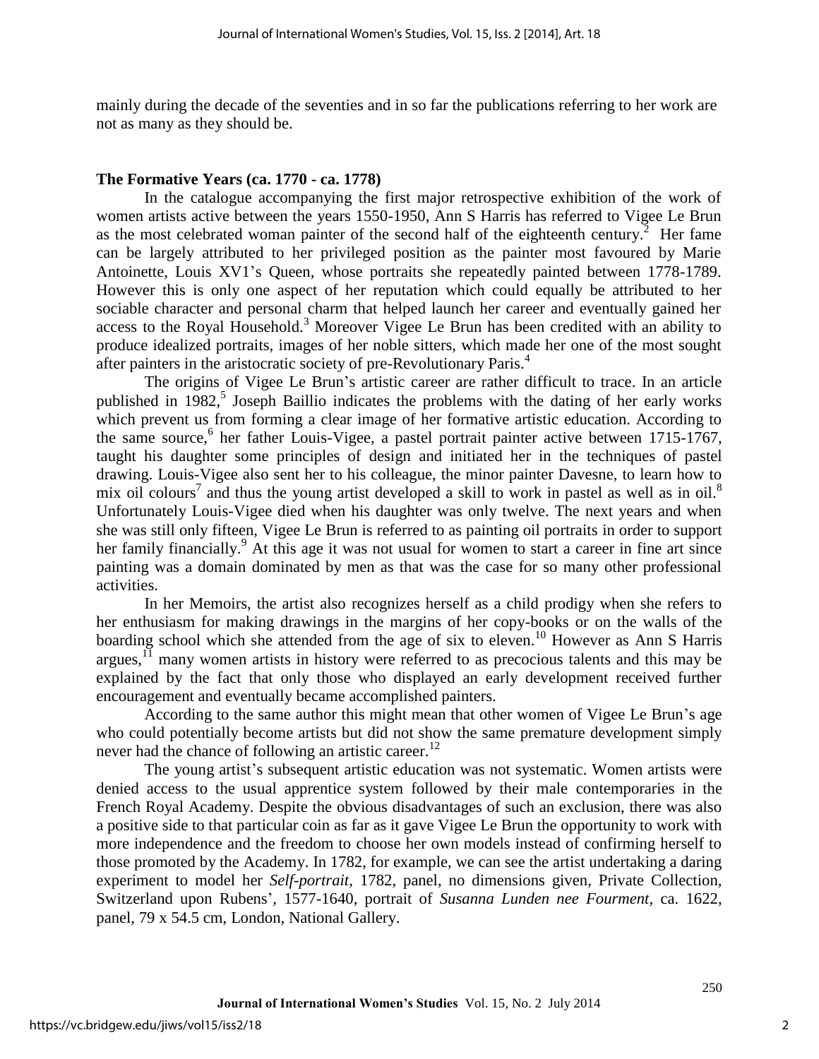mainly during the decade of the seventies and in so far the publications referring to her work are not as many as they should be.

### The Formative Years (ca. 1770 - ca. 1778)

In the catalogue accompanying the first major retrospective exhibition of the work of women artists active between the years 1550-1950, Ann S Harris has referred to Vigee Le Brun as the most celebrated woman painter of the second half of the eighteenth century.[2] Her fame can be largely attributed to her privileged position as the painter most favoured by Marie Antoinette, Louis XV1's Queen, whose portraits she repeatedly painted between 1778-1789. However this is only one aspect of her reputation which could equally be attributed to her sociable character and personal charm that helped launch her career and eventually gained her access to the Royal Household.[3] Moreover Vigee Le Brun has been credited with an ability to produce idealized portraits, images of her noble sitters, which made her one of the most sought after painters in the aristocratic society of pre-Revolutionary Paris.[4]

The origins of Vigee Le Brun's artistic career are rather difficult to trace. In an article published in 1982,[5] Joseph Baillio indicates the problems with the dating of her early works which prevent us from forming a clear image of her formative artistic education. According to the same source,[6] her father Louis-Vigee, a pastel portrait painter active between 1715-1767, taught his daughter some principles of design and initiated her in the techniques of pastel drawing. Louis-Vigee also sent her to his colleague, the minor painter Davesne, to learn how to mix oil colours[7] and thus the young artist developed a skill to work in pastel as well as in oil.[8] Unfortunately Louis-Vigee died when his daughter was only twelve. The next years and when she was still only fifteen, Vigee Le Brun is referred to as painting oil portraits in order to support her family financially.[9] At this age it was not usual for women to start a career in fine art since painting was a domain dominated by men as that was the case for so many other professional activities.

In her Memoirs, the artist also recognizes herself as a child prodigy when she refers to her enthusiasm for making drawings in the margins of her copy-books or on the walls of the boarding school which she attended from the age of six to eleven.[10] However as Ann S Harris argues,[11] many women artists in history were referred to as precocious talents and this may be explained by the fact that only those who displayed an early development received further encouragement and eventually became accomplished painters.

According to the same author this might mean that other women of Vigee Le Brun's age who could potentially become artists but did not show the same premature development simply never had the chance of following an artistic career.[12]

The young artist's subsequent artistic education was not systematic. Women artists were denied access to the usual apprentice system followed by their male contemporaries in the French Royal Academy. Despite the obvious disadvantages of such an exclusion, there was also a positive side to that particular coin as far as it gave Vigee Le Brun the opportunity to work with more independence and the freedom to choose her own models instead of confirming herself to those promoted by the Academy. In 1782, for example, we can see the artist undertaking a daring experiment to model her *Self-portrait*, 1782, panel, no dimensions given, Private Collection, Switzerland upon Rubens', 1577-1640, portrait of *Susanna Lunden nee Fourment*, ca. 1622, panel, 79 x 54.5 cm, London, National Gallery.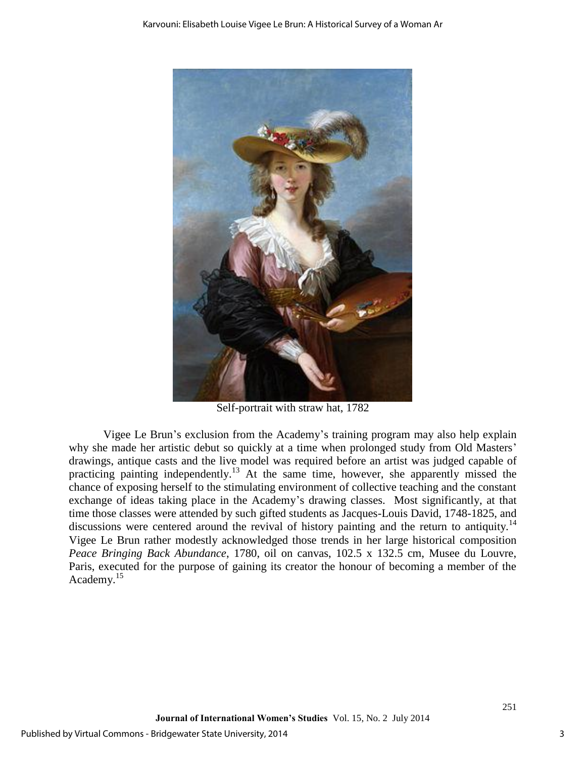Self-portrait with straw hat, 1782

Vigee Le Brun's exclusion from the Academy's training program may also help explain why she made her artistic debut so quickly at a time when prolonged study from Old Masters' drawings, antique casts and the live model was required before an artist was judged capable of practicing painting independently.[13] At the same time, however, she apparently missed the chance of exposing herself to the stimulating environment of collective teaching and the constant exchange of ideas taking place in the Academy's drawing classes. Most significantly, at that time those classes were attended by such gifted students as Jacques-Louis David, 1748-1825, and discussions were centered around the revival of history painting and the return to antiquity.[14] Vigee Le Brun rather modestly acknowledged those trends in her large historical composition *Peace Bringing Back Abundance*, 1780, oil on canvas, 102.5 x 132.5 cm, Musee du Louvre, Paris, executed for the purpose of gaining its creator the honour of becoming a member of the Academy.[15]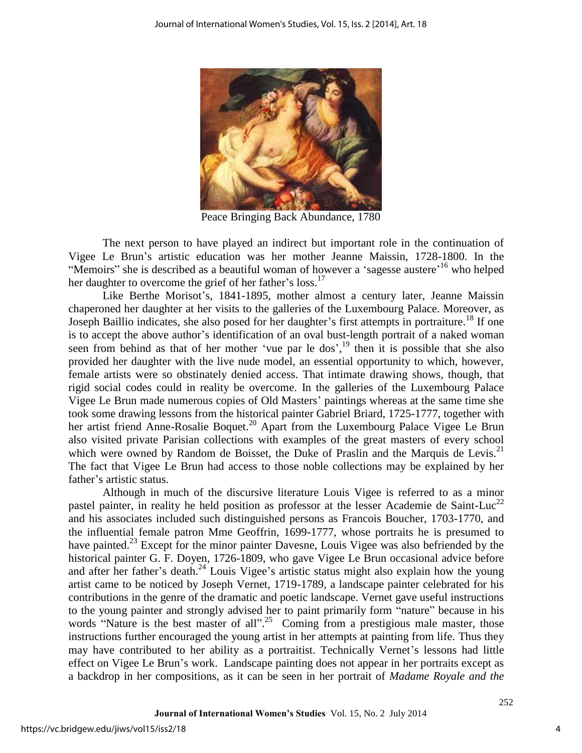Peace Bringing Back Abundance, 1780

The next person to have played an indirect but important role in the continuation of Vigee Le Brun's artistic education was her mother Jeanne Maissin, 1728-1800. In the "Memoirs" she is described as a beautiful woman of however a 'sagesse austere'[16] who helped her daughter to overcome the grief of her father's loss.[17]

Like Berthe Morisot's, 1841-1895, mother almost a century later, Jeanne Maissin chaperoned her daughter at her visits to the galleries of the Luxembourg Palace. Moreover, as Joseph Baillio indicates, she also posed for her daughter's first attempts in portraiture.[18] If one is to accept the above author's identification of an oval bust-length portrait of a naked woman seen from behind as that of her mother 'vue par le dos',[19] then it is possible that she also provided her daughter with the live nude model, an essential opportunity to which, however, female artists were so obstinately denied access. That intimate drawing shows, though, that rigid social codes could in reality be overcome. In the galleries of the Luxembourg Palace Vigee Le Brun made numerous copies of Old Masters' paintings whereas at the same time she took some drawing lessons from the historical painter Gabriel Briard, 1725-1777, together with her artist friend Anne-Rosalie Boquet.[20] Apart from the Luxembourg Palace Vigee Le Brun also visited private Parisian collections with examples of the great masters of every school which were owned by Random de Boisset, the Duke of Praslin and the Marquis de Levis.[21] The fact that Vigee Le Brun had access to those noble collections may be explained by her father's artistic status.

Although in much of the discursive literature Louis Vigee is referred to as a minor pastel painter, in reality he held position as professor at the lesser Academie de Saint-Luc[22] and his associates included such distinguished persons as Francois Boucher, 1703-1770, and the influential female patron Mme Geoffrin, 1699-1777, whose portraits he is presumed to have painted.[23] Except for the minor painter Davesne, Louis Vigee was also befriended by the historical painter G. F. Doyen, 1726-1809, who gave Vigee Le Brun occasional advice before and after her father's death.[24] Louis Vigee's artistic status might also explain how the young artist came to be noticed by Joseph Vernet, 1719-1789, a landscape painter celebrated for his contributions in the genre of the dramatic and poetic landscape. Vernet gave useful instructions to the young painter and strongly advised her to paint primarily form "nature" because in his words "Nature is the best master of all".[25] Coming from a prestigious male master, those instructions further encouraged the young artist in her attempts at painting from life. Thus they may have contributed to her ability as a portraitist. Technically Vernet's lessons had little effect on Vigee Le Brun's work. Landscape painting does not appear in her portraits except as a backdrop in her compositions, as it can be seen in her portrait of *Madame Royale and the*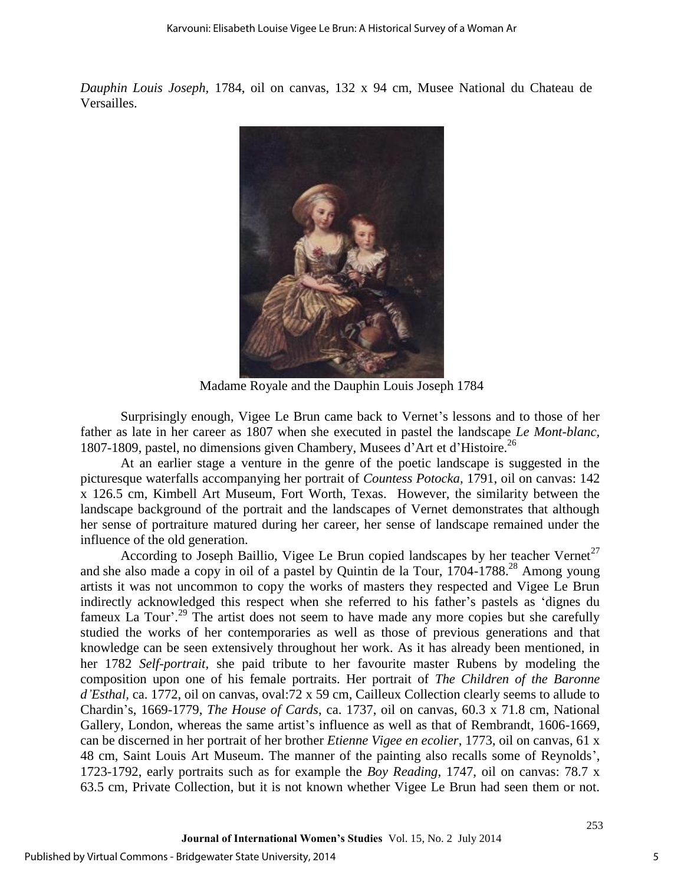*Dauphin Louis Joseph*, 1784, oil on canvas, 132 x 94 cm, Musee National du Chateau de Versailles.

Madame Royale and the Dauphin Louis Joseph 1784

Surprisingly enough, Vigee Le Brun came back to Vernet's lessons and to those of her father as late in her career as 1807 when she executed in pastel the landscape *Le Mont-blanc*, 1807-1809, pastel, no dimensions given Chambery, Musees d'Art et d'Histoire.[26]

At an earlier stage a venture in the genre of the poetic landscape is suggested in the picturesque waterfalls accompanying her portrait of *Countess Potocka*, 1791, oil on canvas: 142 x 126.5 cm, Kimbell Art Museum, Fort Worth, Texas. However, the similarity between the landscape background of the portrait and the landscapes of Vernet demonstrates that although her sense of portraiture matured during her career, her sense of landscape remained under the influence of the old generation.

According to Joseph Baillio, Vigee Le Brun copied landscapes by her teacher Vernet[27] and she also made a copy in oil of a pastel by Quintin de la Tour, 1704-1788.[28] Among young artists it was not uncommon to copy the works of masters they respected and Vigee Le Brun indirectly acknowledged this respect when she referred to his father's pastels as 'dignes du fameux La Tour'.[29] The artist does not seem to have made any more copies but she carefully studied the works of her contemporaries as well as those of previous generations and that knowledge can be seen extensively throughout her work. As it has already been mentioned, in her 1782 *Self-portrait*, she paid tribute to her favourite master Rubens by modeling the composition upon one of his female portraits. Her portrait of *The Children of the Baronne d'Esthal*, ca. 1772, oil on canvas, oval:72 x 59 cm, Cailleux Collection clearly seems to allude to Chardin's, 1669-1779, *The House of Cards*, ca. 1737, oil on canvas, 60.3 x 71.8 cm, National Gallery, London, whereas the same artist's influence as well as that of Rembrandt, 1606-1669, can be discerned in her portrait of her brother *Etienne Vigee en ecolier*, 1773, oil on canvas, 61 x 48 cm, Saint Louis Art Museum. The manner of the painting also recalls some of Reynolds', 1723-1792, early portraits such as for example the *Boy Reading*, 1747, oil on canvas: 78.7 x 63.5 cm, Private Collection, but it is not known whether Vigee Le Brun had seen them or not.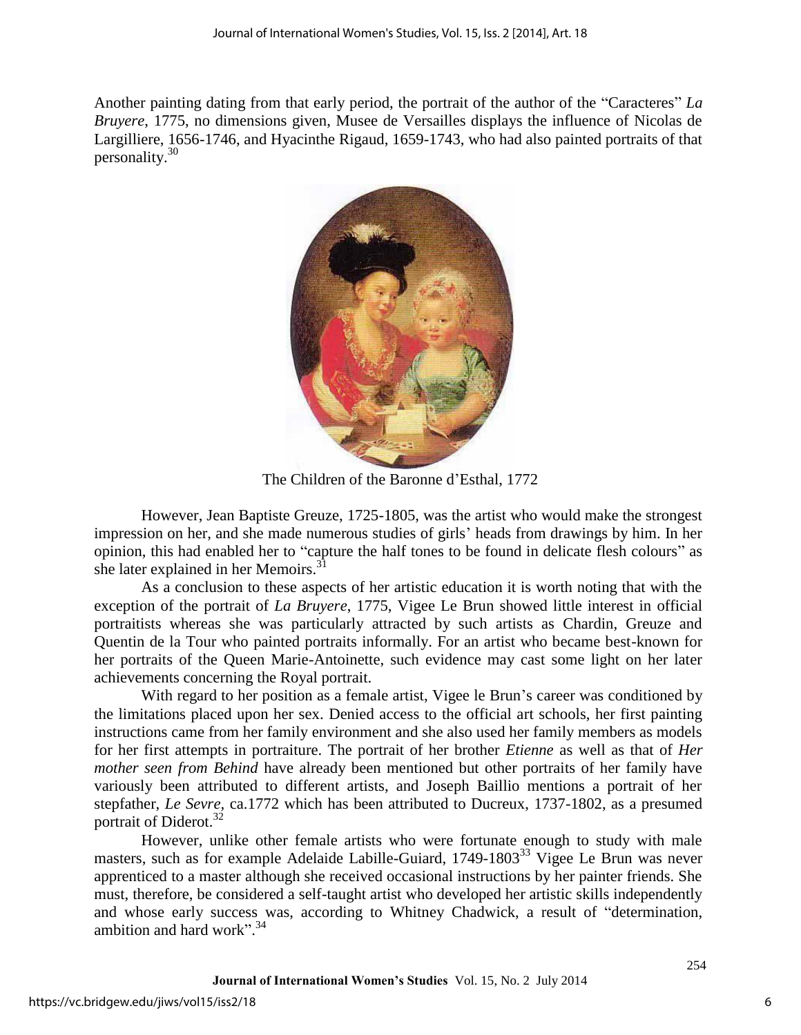Another painting dating from that early period, the portrait of the author of the "Caracteres" *La Bruyere*, 1775, no dimensions given, Musee de Versailles displays the influence of Nicolas de Largilliere, 1656-1746, and Hyacinthe Rigaud, 1659-1743, who had also painted portraits of that personality.[30]

The Children of the Baronne d'Esthal, 1772

However, Jean Baptiste Greuze, 1725-1805, was the artist who would make the strongest impression on her, and she made numerous studies of girls' heads from drawings by him. In her opinion, this had enabled her to "capture the half tones to be found in delicate flesh colours" as she later explained in her Memoirs.[31]

As a conclusion to these aspects of her artistic education it is worth noting that with the exception of the portrait of *La Bruyere*, 1775, Vigee Le Brun showed little interest in official portraitists whereas she was particularly attracted by such artists as Chardin, Greuze and Quentin de la Tour who painted portraits informally. For an artist who became best-known for her portraits of the Queen Marie-Antoinette, such evidence may cast some light on her later achievements concerning the Royal portrait.

With regard to her position as a female artist, Vigee le Brun's career was conditioned by the limitations placed upon her sex. Denied access to the official art schools, her first painting instructions came from her family environment and she also used her family members as models for her first attempts in portraiture. The portrait of her brother *Etienne* as well as that of *Her mother seen from Behind* have already been mentioned but other portraits of her family have variously been attributed to different artists, and Joseph Baillio mentions a portrait of her stepfather, *Le Sevre*, ca.1772 which has been attributed to Ducreux, 1737-1802, as a presumed portrait of Diderot.[32]

However, unlike other female artists who were fortunate enough to study with male masters, such as for example Adelaide Labille-Guiard, 1749-1803[33] Vigee Le Brun was never apprenticed to a master although she received occasional instructions by her painter friends. She must, therefore, be considered a self-taught artist who developed her artistic skills independently and whose early success was, according to Whitney Chadwick, a result of "determination, ambition and hard work".[34]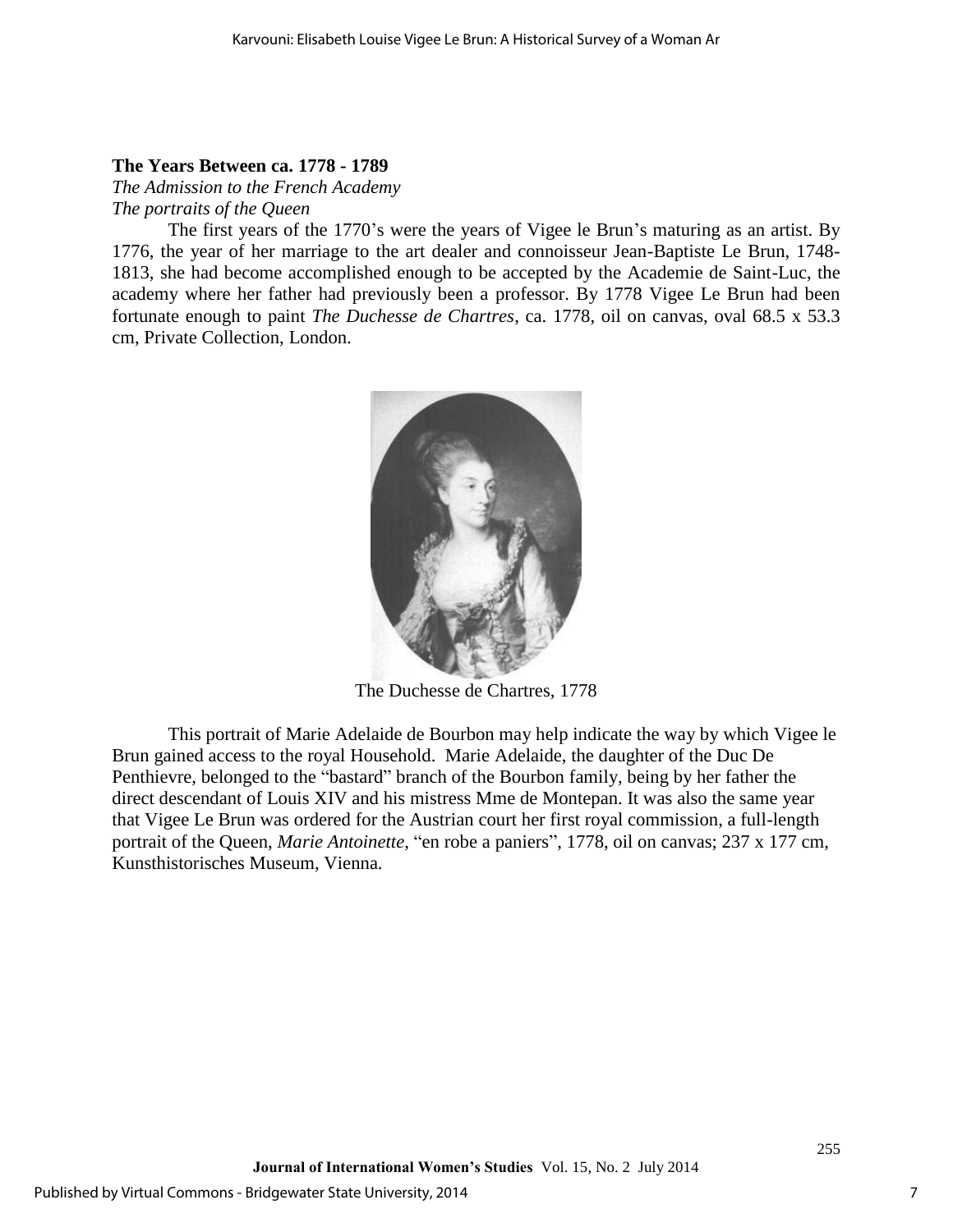**The Years Between ca. 1778 - 1789**

*The Admission to the French Academy*

*The portraits of the Queen*

The first years of the 1770's were the years of Vigee le Brun's maturing as an artist. By 1776, the year of her marriage to the art dealer and connoisseur Jean-Baptiste Le Brun, 1748-1813, she had become accomplished enough to be accepted by the Academie de Saint-Luc, the academy where her father had previously been a professor. By 1778 Vigee Le Brun had been fortunate enough to paint *The Duchesse de Chartres*, ca. 1778, oil on canvas, oval 68.5 x 53.3 cm, Private Collection, London.

The Duchesse de Chartres, 1778

This portrait of Marie Adelaide de Bourbon may help indicate the way by which Vigee le Brun gained access to the royal Household. Marie Adelaide, the daughter of the Duc De Penthievre, belonged to the "bastard" branch of the Bourbon family, being by her father the direct descendant of Louis XIV and his mistress Mme de Montepan. It was also the same year that Vigee Le Brun was ordered for the Austrian court her first royal commission, a full-length portrait of the Queen, *Marie Antoinette*, "en robe a paniers", 1778, oil on canvas; 237 x 177 cm, Kunsthistorisches Museum, Vienna.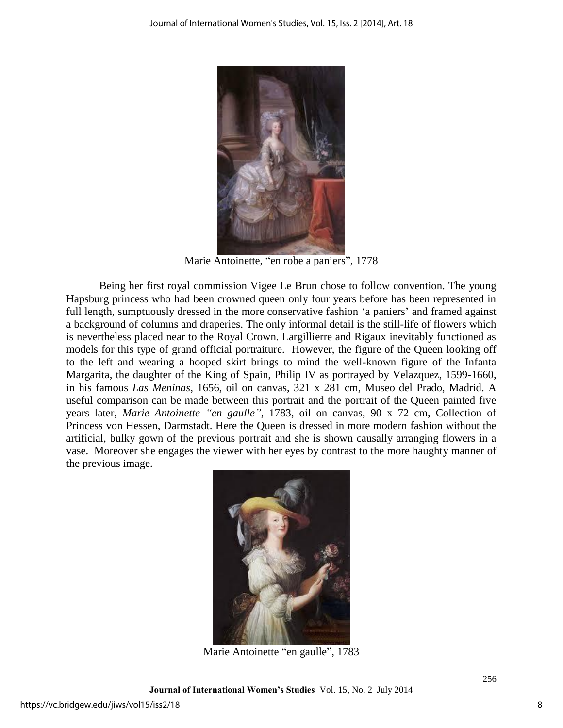Marie Antoinette, "en robe a paniers", 1778

Being her first royal commission Vigee Le Brun chose to follow convention. The young Hapsburg princess who had been crowned queen only four years before has been represented in full length, sumptuously dressed in the more conservative fashion 'a paniers' and framed against a background of columns and draperies. The only informal detail is the still-life of flowers which is nevertheless placed near to the Royal Crown. Largillierre and Rigaux inevitably functioned as models for this type of grand official portraiture. However, the figure of the Queen looking off to the left and wearing a hooped skirt brings to mind the well-known figure of the Infanta Margarita, the daughter of the King of Spain, Philip IV as portrayed by Velazquez, 1599-1660, in his famous *Las Meninas*, 1656, oil on canvas, 321 x 281 cm, Museo del Prado, Madrid. A useful comparison can be made between this portrait and the portrait of the Queen painted five years later, *Marie Antoinette "en gaulle"*, 1783, oil on canvas, 90 x 72 cm, Collection of Princess von Hessen, Darmstadt. Here the Queen is dressed in more modern fashion without the artificial, bulky gown of the previous portrait and she is shown causally arranging flowers in a vase. Moreover she engages the viewer with her eyes by contrast to the more haughty manner of the previous image.

Marie Antoinette "en gaulle", 1783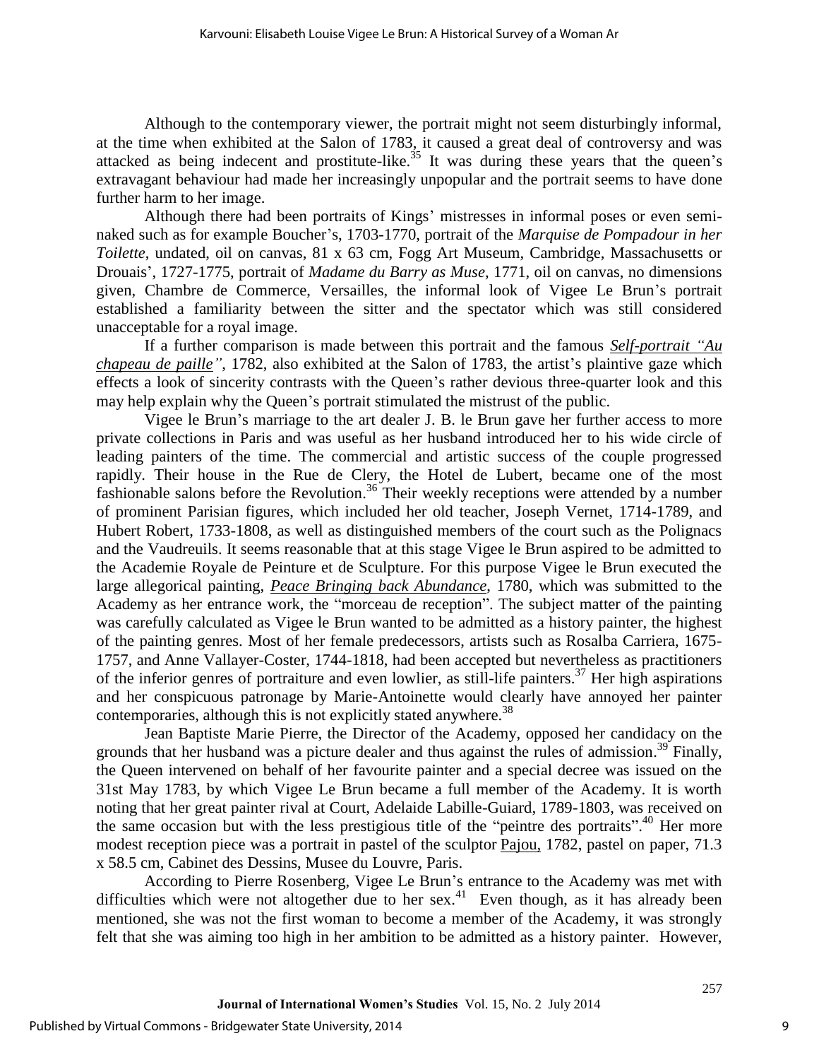Although to the contemporary viewer, the portrait might not seem disturbingly informal, at the time when exhibited at the Salon of 1783, it caused a great deal of controversy and was attacked as being indecent and prostitute-like.[35] It was during these years that the queen's extravagant behaviour had made her increasingly unpopular and the portrait seems to have done further harm to her image.

Although there had been portraits of Kings' mistresses in informal poses or even semi-naked such as for example Boucher's, 1703-1770, portrait of the *Marquise de Pompadour in her Toilette*, undated, oil on canvas, 81 x 63 cm, Fogg Art Museum, Cambridge, Massachusetts or Drouais', 1727-1775, portrait of *Madame du Barry as Muse*, 1771, oil on canvas, no dimensions given, Chambre de Commerce, Versailles, the informal look of Vigee Le Brun's portrait established a familiarity between the sitter and the spectator which was still considered unacceptable for a royal image.

If a further comparison is made between this portrait and the famous *Self-portrait "Au chapeau de paille"*, 1782, also exhibited at the Salon of 1783, the artist's plaintive gaze which effects a look of sincerity contrasts with the Queen's rather devious three-quarter look and this may help explain why the Queen's portrait stimulated the mistrust of the public.

Vigee le Brun's marriage to the art dealer J. B. le Brun gave her further access to more private collections in Paris and was useful as her husband introduced her to his wide circle of leading painters of the time. The commercial and artistic success of the couple progressed rapidly. Their house in the Rue de Clery, the Hotel de Lubert, became one of the most fashionable salons before the Revolution.[36] Their weekly receptions were attended by a number of prominent Parisian figures, which included her old teacher, Joseph Vernet, 1714-1789, and Hubert Robert, 1733-1808, as well as distinguished members of the court such as the Polignacs and the Vaudreuils. It seems reasonable that at this stage Vigee le Brun aspired to be admitted to the Academie Royale de Peinture et de Sculpture. For this purpose Vigee le Brun executed the large allegorical painting, *Peace Bringing back Abundance*, 1780, which was submitted to the Academy as her entrance work, the "morceau de reception". The subject matter of the painting was carefully calculated as Vigee le Brun wanted to be admitted as a history painter, the highest of the painting genres. Most of her female predecessors, artists such as Rosalba Carriera, 1675-1757, and Anne Vallayer-Coster, 1744-1818, had been accepted but nevertheless as practitioners of the inferior genres of portraiture and even lowlier, as still-life painters.[37] Her high aspirations and her conspicuous patronage by Marie-Antoinette would clearly have annoyed her painter contemporaries, although this is not explicitly stated anywhere.[38]

Jean Baptiste Marie Pierre, the Director of the Academy, opposed her candidacy on the grounds that her husband was a picture dealer and thus against the rules of admission.[39] Finally, the Queen intervened on behalf of her favourite painter and a special decree was issued on the 31st May 1783, by which Vigee Le Brun became a full member of the Academy. It is worth noting that her great painter rival at Court, Adelaide Labille-Guiard, 1789-1803, was received on the same occasion but with the less prestigious title of the "peintre des portraits".[40] Her more modest reception piece was a portrait in pastel of the sculptor Pajou, 1782, pastel on paper, 71.3 x 58.5 cm, Cabinet des Dessins, Musee du Louvre, Paris.

According to Pierre Rosenberg, Vigee Le Brun's entrance to the Academy was met with difficulties which were not altogether due to her sex.[41] Even though, as it has already been mentioned, she was not the first woman to become a member of the Academy, it was strongly felt that she was aiming too high in her ambition to be admitted as a history painter. However,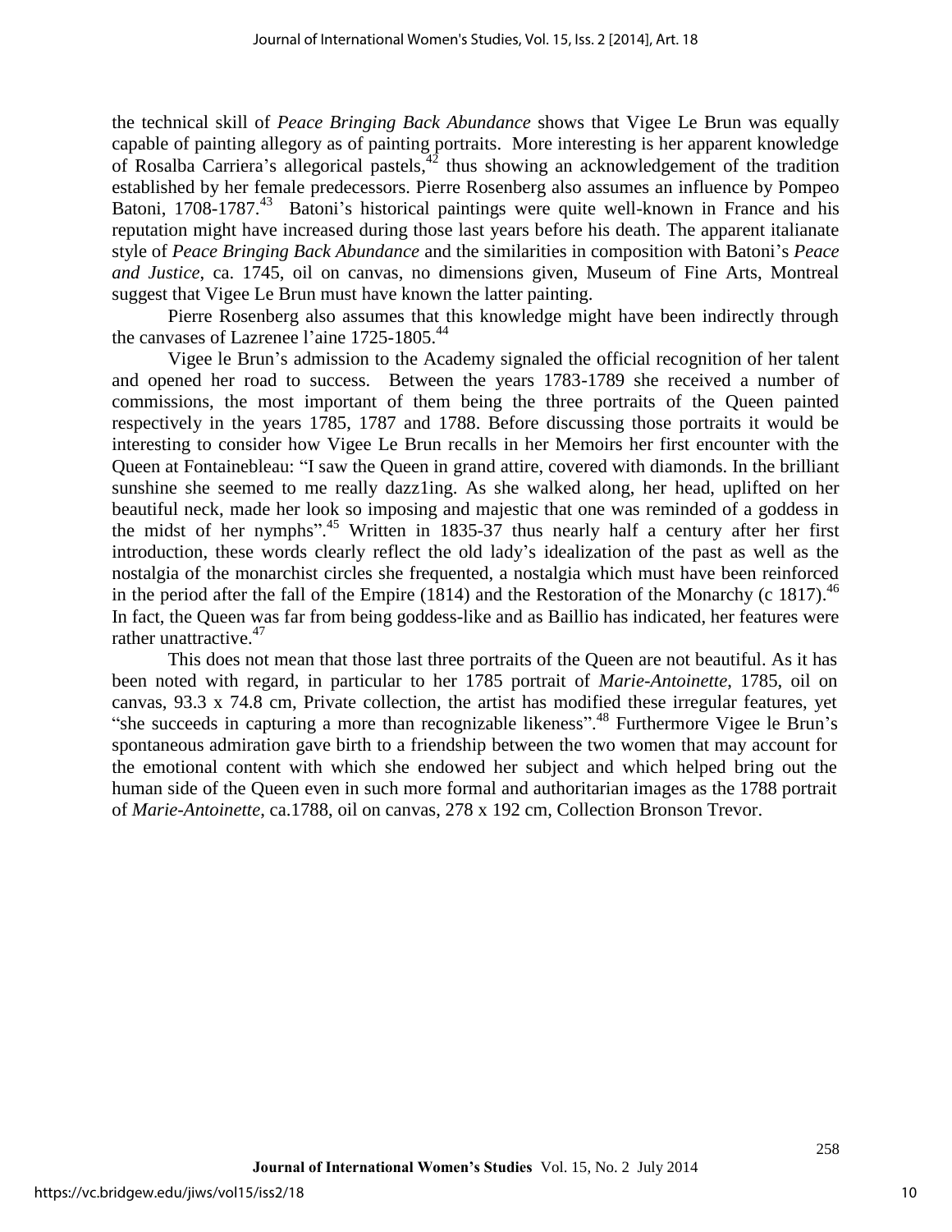the technical skill of *Peace Bringing Back Abundance* shows that Vigee Le Brun was equally capable of painting allegory as of painting portraits. More interesting is her apparent knowledge of Rosalba Carriera's allegorical pastels,[42] thus showing an acknowledgement of the tradition established by her female predecessors. Pierre Rosenberg also assumes an influence by Pompeo Batoni, 1708-1787.[43] Batoni's historical paintings were quite well-known in France and his reputation might have increased during those last years before his death. The apparent italianate style of *Peace Bringing Back Abundance* and the similarities in composition with Batoni's *Peace and Justice*, ca. 1745, oil on canvas, no dimensions given, Museum of Fine Arts, Montreal suggest that Vigee Le Brun must have known the latter painting.

Pierre Rosenberg also assumes that this knowledge might have been indirectly through the canvases of Lazrenee l'aine 1725-1805.[44]

Vigee le Brun's admission to the Academy signaled the official recognition of her talent and opened her road to success. Between the years 1783-1789 she received a number of commissions, the most important of them being the three portraits of the Queen painted respectively in the years 1785, 1787 and 1788. Before discussing those portraits it would be interesting to consider how Vigee Le Brun recalls in her Memoirs her first encounter with the Queen at Fontainebleau: "I saw the Queen in grand attire, covered with diamonds. In the brilliant sunshine she seemed to me really dazz1ing. As she walked along, her head, uplifted on her beautiful neck, made her look so imposing and majestic that one was reminded of a goddess in the midst of her nymphs".[45] Written in 1835-37 thus nearly half a century after her first introduction, these words clearly reflect the old lady's idealization of the past as well as the nostalgia of the monarchist circles she frequented, a nostalgia which must have been reinforced in the period after the fall of the Empire (1814) and the Restoration of the Monarchy (c 1817).[46] In fact, the Queen was far from being goddess-like and as Baillio has indicated, her features were rather unattractive.[47]

This does not mean that those last three portraits of the Queen are not beautiful. As it has been noted with regard, in particular to her 1785 portrait of *Marie-Antoinette*, 1785, oil on canvas, 93.3 x 74.8 cm, Private collection, the artist has modified these irregular features, yet "she succeeds in capturing a more than recognizable likeness".[48] Furthermore Vigee le Brun's spontaneous admiration gave birth to a friendship between the two women that may account for the emotional content with which she endowed her subject and which helped bring out the human side of the Queen even in such more formal and authoritarian images as the 1788 portrait of *Marie-Antoinette*, ca.1788, oil on canvas, 278 x 192 cm, Collection Bronson Trevor.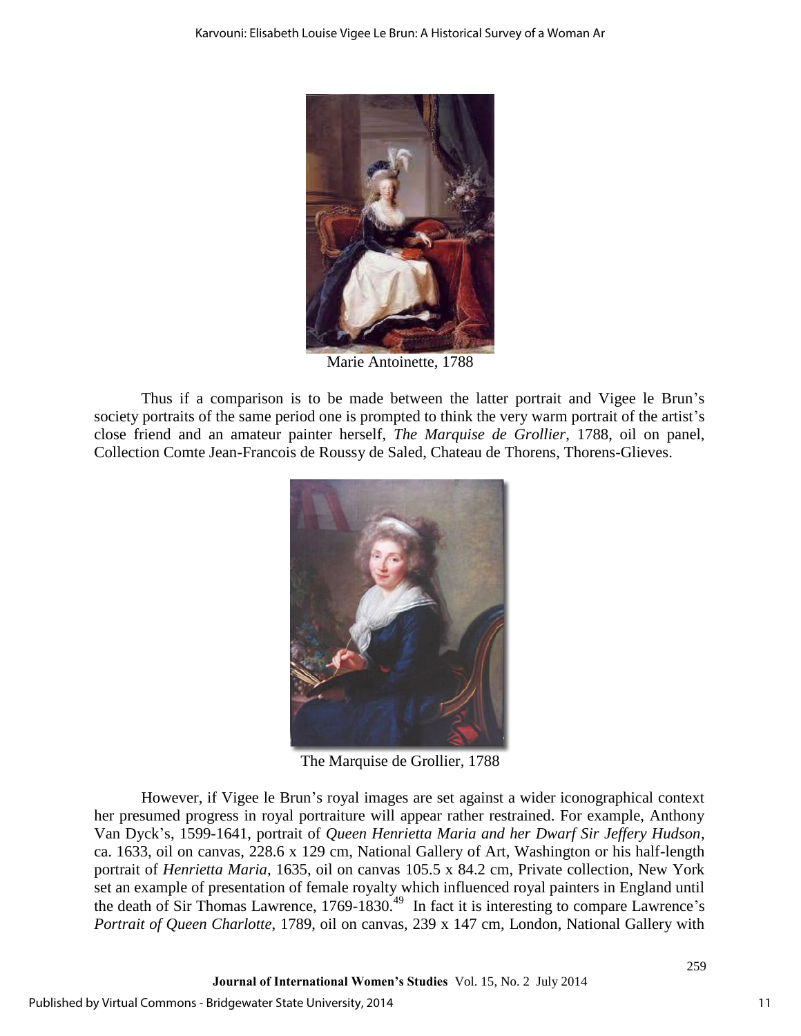Marie Antoinette, 1788

Thus if a comparison is to be made between the latter portrait and Vigee le Brun's society portraits of the same period one is prompted to think the very warm portrait of the artist's close friend and an amateur painter herself, *The Marquise de Grollier*, 1788, oil on panel, Collection Comte Jean-Francois de Roussy de Saled, Chateau de Thorens, Thorens-Glieves.

The Marquise de Grollier, 1788

However, if Vigee le Brun's royal images are set against a wider iconographical context her presumed progress in royal portraiture will appear rather restrained. For example, Anthony Van Dyck's, 1599-1641, portrait of *Queen Henrietta Maria and her Dwarf Sir Jeffery Hudson*, ca. 1633, oil on canvas, 228.6 x 129 cm, National Gallery of Art, Washington or his half-length portrait of *Henrietta Maria*, 1635, oil on canvas 105.5 x 84.2 cm, Private collection, New York set an example of presentation of female royalty which influenced royal painters in England until the death of Sir Thomas Lawrence, 1769-1830.[49] In fact it is interesting to compare Lawrence's *Portrait of Queen Charlotte*, 1789, oil on canvas, 239 x 147 cm, London, National Gallery with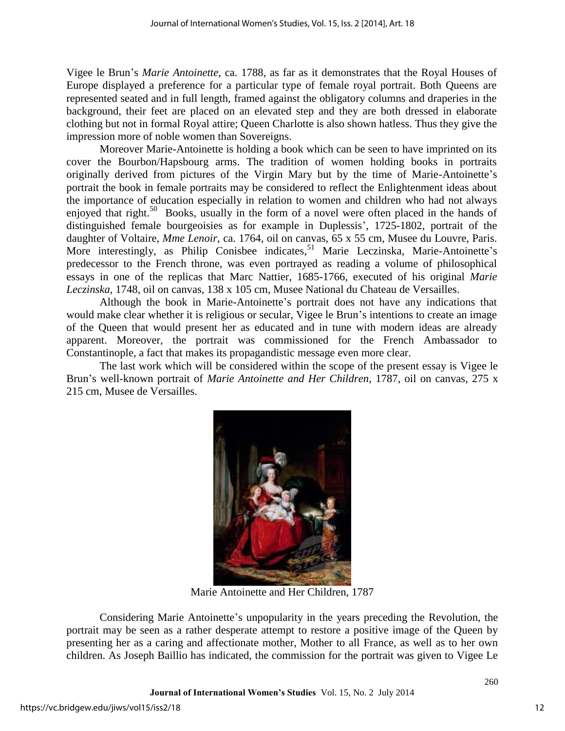Vigee le Brun's *Marie Antoinette*, ca. 1788, as far as it demonstrates that the Royal Houses of Europe displayed a preference for a particular type of female royal portrait. Both Queens are represented seated and in full length, framed against the obligatory columns and draperies in the background, their feet are placed on an elevated step and they are both dressed in elaborate clothing but not in formal Royal attire; Queen Charlotte is also shown hatless. Thus they give the impression more of noble women than Sovereigns.

Moreover Marie-Antoinette is holding a book which can be seen to have imprinted on its cover the Bourbon/Hapsbourg arms. The tradition of women holding books in portraits originally derived from pictures of the Virgin Mary but by the time of Marie-Antoinette's portrait the book in female portraits may be considered to reflect the Enlightenment ideas about the importance of education especially in relation to women and children who had not always enjoyed that right.[50] Books, usually in the form of a novel were often placed in the hands of distinguished female bourgeoisies as for example in Duplessis', 1725-1802, portrait of the daughter of Voltaire, *Mme Lenoir*, ca. 1764, oil on canvas, 65 x 55 cm, Musee du Louvre, Paris. More interestingly, as Philip Conisbee indicates,[51] Marie Leczinska, Marie-Antoinette's predecessor to the French throne, was even portrayed as reading a volume of philosophical essays in one of the replicas that Marc Nattier, 1685-1766, executed of his original *Marie Leczinska*, 1748, oil on canvas, 138 x 105 cm, Musee National du Chateau de Versailles.

Although the book in Marie-Antoinette's portrait does not have any indications that would make clear whether it is religious or secular, Vigee le Brun's intentions to create an image of the Queen that would present her as educated and in tune with modern ideas are already apparent. Moreover, the portrait was commissioned for the French Ambassador to Constantinople, a fact that makes its propagandistic message even more clear.

The last work which will be considered within the scope of the present essay is Vigee le Brun's well-known portrait of *Marie Antoinette and Her Children*, 1787, oil on canvas, 275 x 215 cm, Musee de Versailles.

Marie Antoinette and Her Children, 1787

Considering Marie Antoinette's unpopularity in the years preceding the Revolution, the portrait may be seen as a rather desperate attempt to restore a positive image of the Queen by presenting her as a caring and affectionate mother, Mother to all France, as well as to her own children. As Joseph Baillio has indicated, the commission for the portrait was given to Vigee Le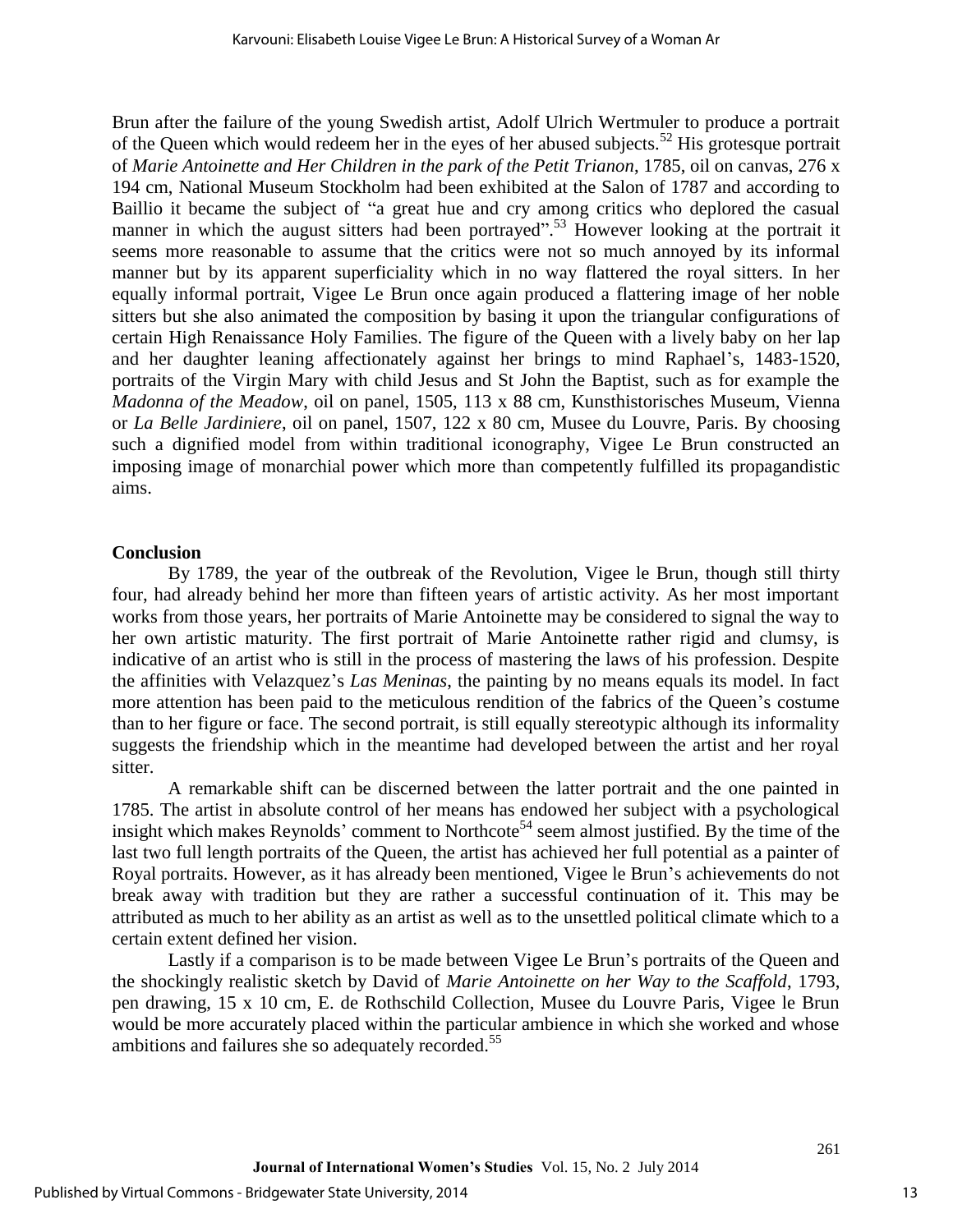Brun after the failure of the young Swedish artist, Adolf Ulrich Wertmuler to produce a portrait of the Queen which would redeem her in the eyes of her abused subjects.[52] His grotesque portrait of *Marie Antoinette and Her Children in the park of the Petit Trianon*, 1785, oil on canvas, 276 x 194 cm, National Museum Stockholm had been exhibited at the Salon of 1787 and according to Baillio it became the subject of "a great hue and cry among critics who deplored the casual manner in which the august sitters had been portrayed".[53] However looking at the portrait it seems more reasonable to assume that the critics were not so much annoyed by its informal manner but by its apparent superficiality which in no way flattered the royal sitters. In her equally informal portrait, Vigee Le Brun once again produced a flattering image of her noble sitters but she also animated the composition by basing it upon the triangular configurations of certain High Renaissance Holy Families. The figure of the Queen with a lively baby on her lap and her daughter leaning affectionately against her brings to mind Raphael's, 1483-1520, portraits of the Virgin Mary with child Jesus and St John the Baptist, such as for example the *Madonna of the Meadow*, oil on panel, 1505, 113 x 88 cm, Kunsthistorisches Museum, Vienna or *La Belle Jardiniere*, oil on panel, 1507, 122 x 80 cm, Musee du Louvre, Paris. By choosing such a dignified model from within traditional iconography, Vigee Le Brun constructed an imposing image of monarchial power which more than competently fulfilled its propagandistic aims.

## Conclusion

By 1789, the year of the outbreak of the Revolution, Vigee le Brun, though still thirty four, had already behind her more than fifteen years of artistic activity. As her most important works from those years, her portraits of Marie Antoinette may be considered to signal the way to her own artistic maturity. The first portrait of Marie Antoinette rather rigid and clumsy, is indicative of an artist who is still in the process of mastering the laws of his profession. Despite the affinities with Velazquez's *Las Meninas*, the painting by no means equals its model. In fact more attention has been paid to the meticulous rendition of the fabrics of the Queen's costume than to her figure or face. The second portrait, is still equally stereotypic although its informality suggests the friendship which in the meantime had developed between the artist and her royal sitter.

A remarkable shift can be discerned between the latter portrait and the one painted in 1785. The artist in absolute control of her means has endowed her subject with a psychological insight which makes Reynolds' comment to Northcote[54] seem almost justified. By the time of the last two full length portraits of the Queen, the artist has achieved her full potential as a painter of Royal portraits. However, as it has already been mentioned, Vigee le Brun's achievements do not break away with tradition but they are rather a successful continuation of it. This may be attributed as much to her ability as an artist as well as to the unsettled political climate which to a certain extent defined her vision.

Lastly if a comparison is to be made between Vigee Le Brun's portraits of the Queen and the shockingly realistic sketch by David of *Marie Antoinette on her Way to the Scaffold*, 1793, pen drawing, 15 x 10 cm, E. de Rothschild Collection, Musee du Louvre Paris, Vigee le Brun would be more accurately placed within the particular ambience in which she worked and whose ambitions and failures she so adequately recorded.[55]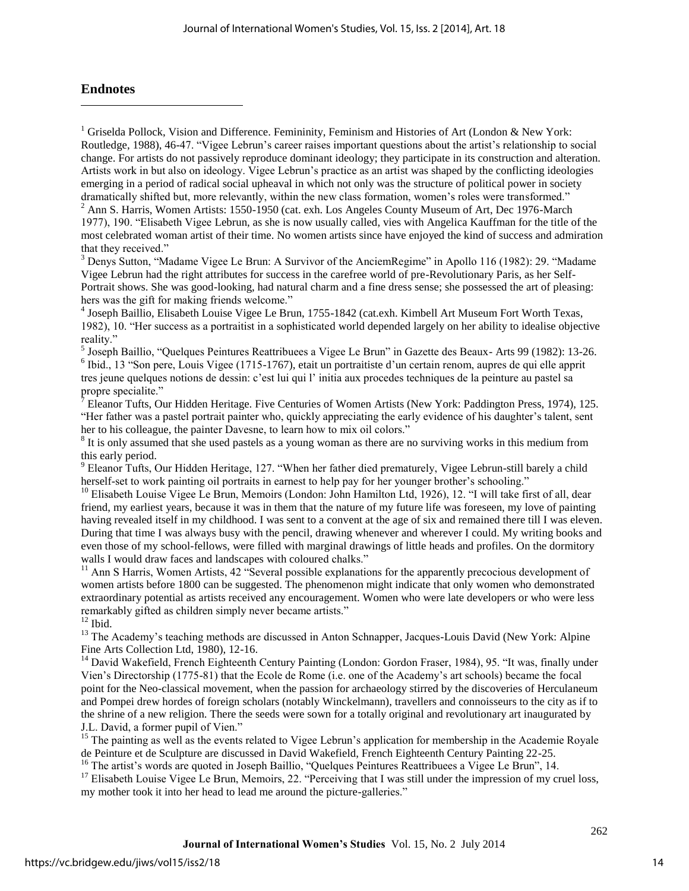## Endnotes

[1] Griselda Pollock, Vision and Difference. Femininity, Feminism and Histories of Art (London & New York: Routledge, 1988), 46-47. "Vigee Lebrun's career raises important questions about the artist's relationship to social change. For artists do not passively reproduce dominant ideology; they participate in its construction and alteration. Artists work in but also on ideology. Vigee Lebrun's practice as an artist was shaped by the conflicting ideologies emerging in a period of radical social upheaval in which not only was the structure of political power in society dramatically shifted but, more relevantly, within the new class formation, women's roles were transformed."

[2] Ann S. Harris, Women Artists: 1550-1950 (cat. exh. Los Angeles County Museum of Art, Dec 1976-March 1977), 190. "Elisabeth Vigee Lebrun, as she is now usually called, vies with Angelica Kauffman for the title of the most celebrated woman artist of their time. No women artists since have enjoyed the kind of success and admiration that they received."

[3] Denys Sutton, "Madame Vigee Le Brun: A Survivor of the AnciemRegime" in Apollo 116 (1982): 29. "Madame Vigee Lebrun had the right attributes for success in the carefree world of pre-Revolutionary Paris, as her Self-Portrait shows. She was good-looking, had natural charm and a fine dress sense; she possessed the art of pleasing: hers was the gift for making friends welcome."

[4] Joseph Baillio, Elisabeth Louise Vigee Le Brun, 1755-1842 (cat.exh. Kimbell Art Museum Fort Worth Texas, 1982), 10. "Her success as a portraitist in a sophisticated world depended largely on her ability to idealise objective reality."

[5] Joseph Baillio, "Quelques Peintures Reattribuees a Vigee Le Brun" in Gazette des Beaux- Arts 99 (1982): 13-26.

[6] Ibid., 13 "Son pere, Louis Vigee (1715-1767), etait un portraitiste d'un certain renom, aupres de qui elle apprit tres jeune quelques notions de dessin: c'est lui qui l' initia aux procedes techniques de la peinture au pastel sa propre specialite."

[7] Eleanor Tufts, Our Hidden Heritage. Five Centuries of Women Artists (New York: Paddington Press, 1974), 125. "Her father was a pastel portrait painter who, quickly appreciating the early evidence of his daughter's talent, sent her to his colleague, the painter Davesne, to learn how to mix oil colors."

[8] It is only assumed that she used pastels as a young woman as there are no surviving works in this medium from this early period.

[9] Eleanor Tufts, Our Hidden Heritage, 127. "When her father died prematurely, Vigee Lebrun-still barely a child herself-set to work painting oil portraits in earnest to help pay for her younger brother's schooling."

[10] Elisabeth Louise Vigee Le Brun, Memoirs (London: John Hamilton Ltd, 1926), 12. "I will take first of all, dear friend, my earliest years, because it was in them that the nature of my future life was foreseen, my love of painting having revealed itself in my childhood. I was sent to a convent at the age of six and remained there till I was eleven. During that time I was always busy with the pencil, drawing whenever and wherever I could. My writing books and even those of my school-fellows, were filled with marginal drawings of little heads and profiles. On the dormitory walls I would draw faces and landscapes with coloured chalks."

[11] Ann S Harris, Women Artists, 42 "Several possible explanations for the apparently precocious development of women artists before 1800 can be suggested. The phenomenon might indicate that only women who demonstrated extraordinary potential as artists received any encouragement. Women who were late developers or who were less remarkably gifted as children simply never became artists."

[12] Ibid.

[13] The Academy's teaching methods are discussed in Anton Schnapper, Jacques-Louis David (New York: Alpine Fine Arts Collection Ltd, 1980), 12-16.

[14] David Wakefield, French Eighteenth Century Painting (London: Gordon Fraser, 1984), 95. "It was, finally under Vien's Directorship (1775-81) that the Ecole de Rome (i.e. one of the Academy's art schools) became the focal point for the Neo-classical movement, when the passion for archaeology stirred by the discoveries of Herculaneum and Pompei drew hordes of foreign scholars (notably Winckelmann), travellers and connoisseurs to the city as if to the shrine of a new religion. There the seeds were sown for a totally original and revolutionary art inaugurated by J.L. David, a former pupil of Vien."

[15] The painting as well as the events related to Vigee Lebrun's application for membership in the Academie Royale de Peinture et de Sculpture are discussed in David Wakefield, French Eighteenth Century Painting 22-25.

[16] The artist's words are quoted in Joseph Baillio, "Quelques Peintures Reattribuees a Vigee Le Brun", 14.

[17] Elisabeth Louise Vigee Le Brun, Memoirs, 22. "Perceiving that I was still under the impression of my cruel loss, my mother took it into her head to lead me around the picture-galleries."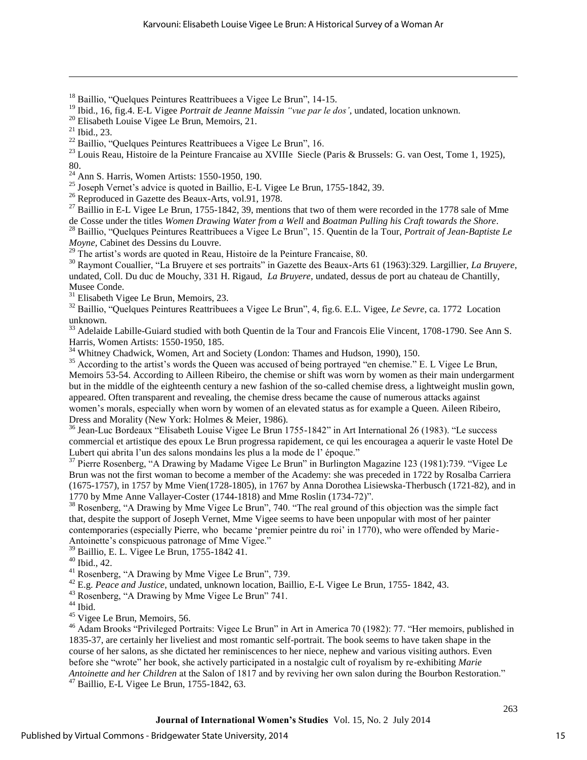[18] Baillio, "Quelques Peintures Reattribuees a Vigee Le Brun", 14-15.

[19] Ibid., 16, fig.4. E-L Vigee *Portrait de Jeanne Maissin "vue par le dos'*, undated, location unknown.

[20] Elisabeth Louise Vigee Le Brun, Memoirs, 21.

[21] Ibid., 23.

[22] Baillio, "Quelques Peintures Reattribuees a Vigee Le Brun", 16.

[23] Louis Reau, Histoire de la Peinture Francaise au XVIIIe Siecle (Paris & Brussels: G. van Oest, Tome 1, 1925), 80.

[24] Ann S. Harris, Women Artists: 1550-1950, 190.

[25] Joseph Vernet's advice is quoted in Baillio, E-L Vigee Le Brun, 1755-1842, 39.

[26] Reproduced in Gazette des Beaux-Arts, vol.91, 1978.

[27] Baillio in E-L Vigee Le Brun, 1755-1842, 39, mentions that two of them were recorded in the 1778 sale of Mme de Cosse under the titles *Women Drawing Water from a Well* and *Boatman Pulling his Craft towards the Shore*.

[28] Baillio, "Quelques Peintures Reattribuees a Vigee Le Brun", 15. Quentin de la Tour, *Portrait of Jean-Baptiste Le Moyne*, Cabinet des Dessins du Louvre.

[29] The artist's words are quoted in Reau, Histoire de la Peinture Francaise, 80.

[30] Raymont Couallier, "La Bruyere et ses portraits" in Gazette des Beaux-Arts 61 (1963):329. Largillier, *La Bruyere*, undated, Coll. Du duc de Mouchy, 331 H. Rigaud, *La Bruyere*, undated, dessus de port au chateau de Chantilly, Musee Conde.

[31] Elisabeth Vigee Le Brun, Memoirs, 23.

[32] Baillio, "Quelques Peintures Reattribuees a Vigee Le Brun", 4, fig.6. E.L. Vigee, *Le Sevre*, ca. 1772 Location unknown.

[33] Adelaide Labille-Guiard studied with both Quentin de la Tour and Francois Elie Vincent, 1708-1790. See Ann S. Harris, Women Artists: 1550-1950, 185.

[34] Whitney Chadwick, Women, Art and Society (London: Thames and Hudson, 1990), 150.

[35] According to the artist's words the Queen was accused of being portrayed "en chemise." E. L Vigee Le Brun, Memoirs 53-54. According to Ailleen Ribeiro, the chemise or shift was worn by women as their main undergarment but in the middle of the eighteenth century a new fashion of the so-called chemise dress, a lightweight muslin gown, appeared. Often transparent and revealing, the chemise dress became the cause of numerous attacks against women's morals, especially when worn by women of an elevated status as for example a Queen. Aileen Ribeiro, Dress and Morality (New York: Holmes & Meier, 1986).

[36] Jean-Luc Bordeaux "Elisabeth Louise Vigee Le Brun 1755-1842" in Art International 26 (1983). "Le success commercial et artistique des epoux Le Brun progressa rapidement, ce qui les encouragea a aquerir le vaste Hotel De Lubert qui abrita l'un des salons mondains les plus a la mode de l' époque."

[37] Pierre Rosenberg, "A Drawing by Madame Vigee Le Brun" in Burlington Magazine 123 (1981):739. "Vigee Le Brun was not the first woman to become a member of the Academy: she was preceded in 1722 by Rosalba Carriera (1675-1757), in 1757 by Mme Vien(1728-1805), in 1767 by Anna Dorothea Lisiewska-Therbusch (1721-82), and in 1770 by Mme Anne Vallayer-Coster (1744-1818) and Mme Roslin (1734-72)".

[38] Rosenberg, "A Drawing by Mme Vigee Le Brun", 740. "The real ground of this objection was the simple fact that, despite the support of Joseph Vernet, Mme Vigee seems to have been unpopular with most of her painter contemporaries (especially Pierre, who became 'premier peintre du roi' in 1770), who were offended by Marie-Antoinette's conspicuous patronage of Mme Vigee."

[39] Baillio, E. L. Vigee Le Brun, 1755-1842 41.

[40] Ibid., 42.

[41] Rosenberg, "A Drawing by Mme Vigee Le Brun", 739.

[42] E.g. *Peace and Justice*, undated, unknown location, Baillio, E-L Vigee Le Brun, 1755- 1842, 43.

[43] Rosenberg, "A Drawing by Mme Vigee Le Brun" 741.

[44] Ibid.

[45] Vigee Le Brun, Memoirs, 56.

[46] Adam Brooks "Privileged Portraits: Vigee Le Brun" in Art in America 70 (1982): 77. "Her memoirs, published in 1835-37, are certainly her liveliest and most romantic self-portrait. The book seems to have taken shape in the course of her salons, as she dictated her reminiscences to her niece, nephew and various visiting authors. Even before she "wrote" her book, she actively participated in a nostalgic cult of royalism by re-exhibiting *Marie Antoinette and her Children* at the Salon of 1817 and by reviving her own salon during the Bourbon Restoration."

[47] Baillio, E-L Vigee Le Brun, 1755-1842, 63.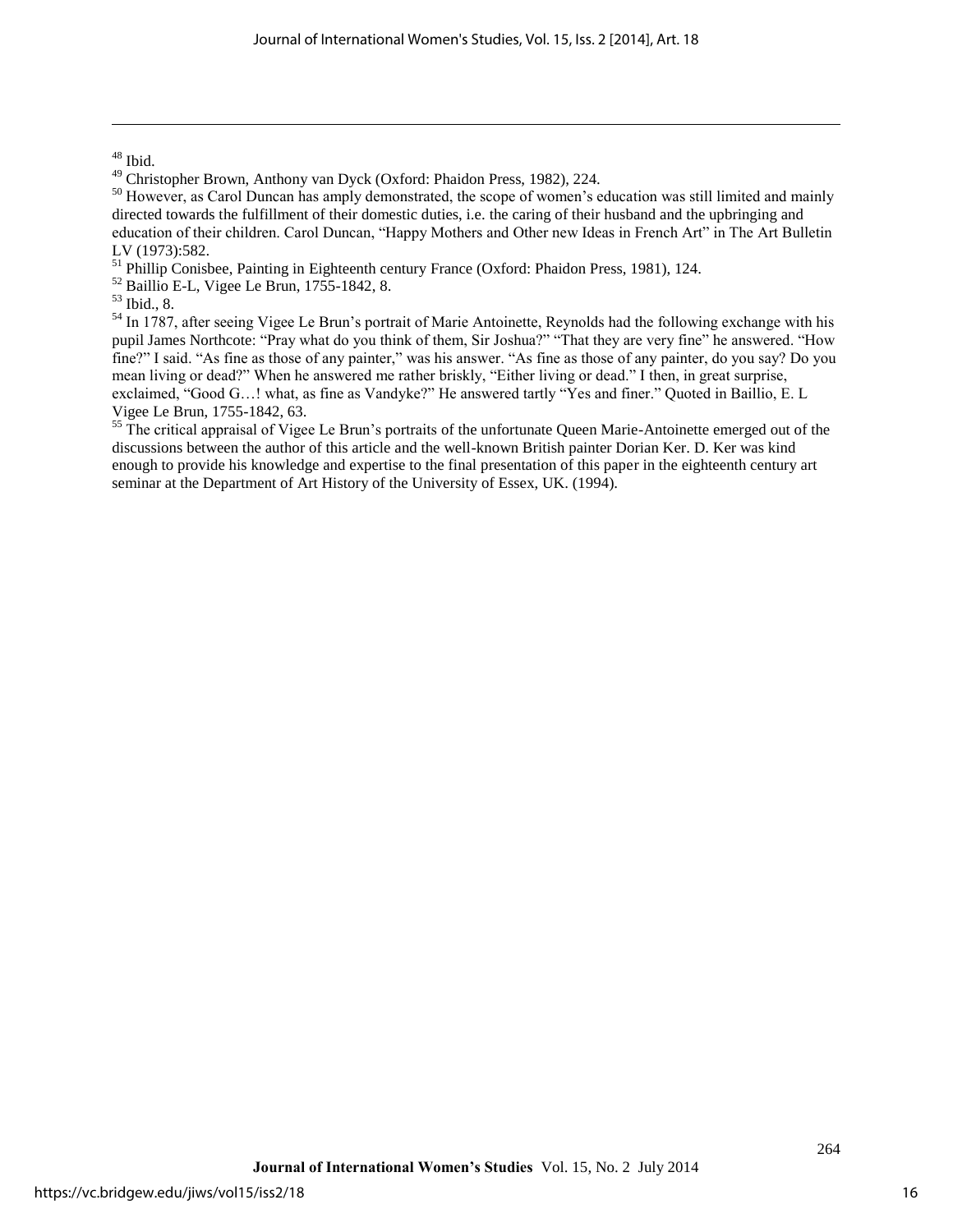[48] Ibid.

[49] Christopher Brown, Anthony van Dyck (Oxford: Phaidon Press, 1982), 224.

[50] However, as Carol Duncan has amply demonstrated, the scope of women's education was still limited and mainly directed towards the fulfillment of their domestic duties, i.e. the caring of their husband and the upbringing and education of their children. Carol Duncan, "Happy Mothers and Other new Ideas in French Art" in The Art Bulletin LV (1973):582.

[51] Phillip Conisbee, Painting in Eighteenth century France (Oxford: Phaidon Press, 1981), 124.

[52] Baillio E-L, Vigee Le Brun, 1755-1842, 8.

[53] Ibid., 8.

[54] In 1787, after seeing Vigee Le Brun's portrait of Marie Antoinette, Reynolds had the following exchange with his pupil James Northcote: "Pray what do you think of them, Sir Joshua?" "That they are very fine" he answered. "How fine?" I said. "As fine as those of any painter," was his answer. "As fine as those of any painter, do you say? Do you mean living or dead?" When he answered me rather briskly, "Either living or dead." I then, in great surprise, exclaimed, "Good G…! what, as fine as Vandyke?" He answered tartly "Yes and finer." Quoted in Baillio, E. L Vigee Le Brun, 1755-1842, 63.

[55] The critical appraisal of Vigee Le Brun's portraits of the unfortunate Queen Marie-Antoinette emerged out of the discussions between the author of this article and the well-known British painter Dorian Ker. D. Ker was kind enough to provide his knowledge and expertise to the final presentation of this paper in the eighteenth century art seminar at the Department of Art History of the University of Essex, UK. (1994).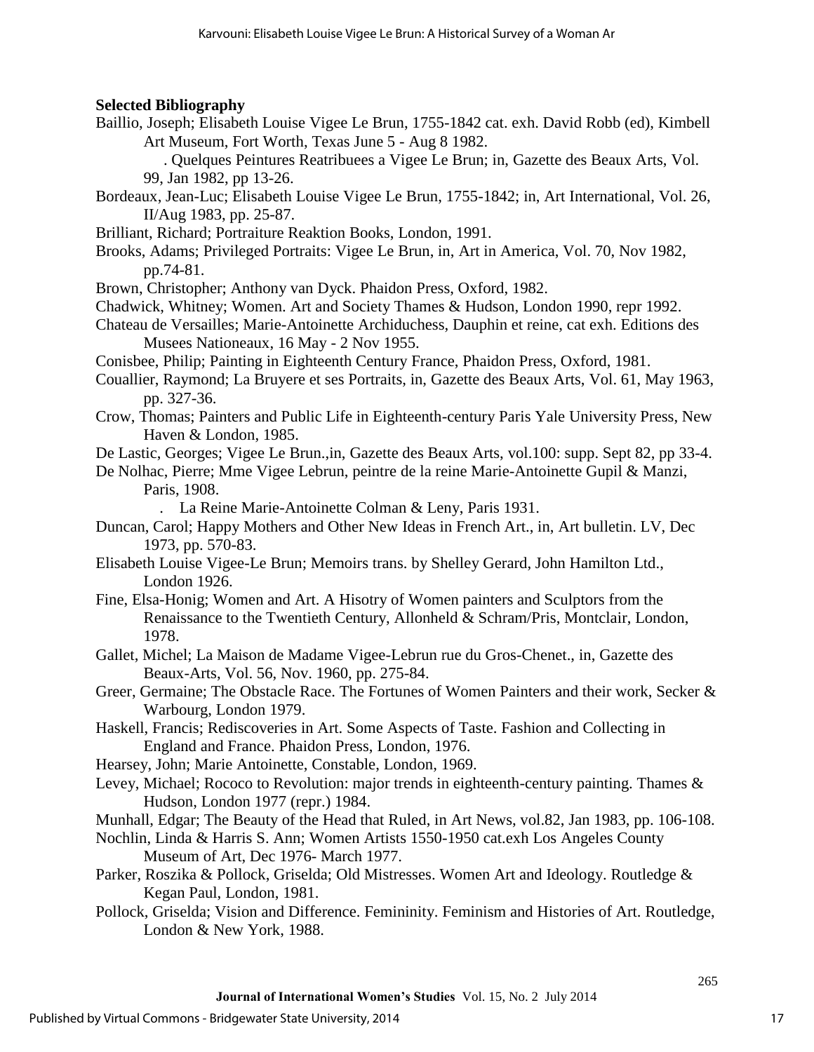**Selected Bibliography**

Baillio, Joseph; Elisabeth Louise Vigee Le Brun, 1755-1842 cat. exh. David Robb (ed), Kimbell Art Museum, Fort Worth, Texas June 5 - Aug 8 1982.

. Quelques Peintures Reatribuees a Vigee Le Brun; in, Gazette des Beaux Arts, Vol. 99, Jan 1982, pp 13-26.

Bordeaux, Jean-Luc; Elisabeth Louise Vigee Le Brun, 1755-1842; in, Art International, Vol. 26, II/Aug 1983, pp. 25-87.

Brilliant, Richard; Portraiture Reaktion Books, London, 1991.

Brooks, Adams; Privileged Portraits: Vigee Le Brun, in, Art in America, Vol. 70, Nov 1982, pp.74-81.

Brown, Christopher; Anthony van Dyck. Phaidon Press, Oxford, 1982.

Chadwick, Whitney; Women. Art and Society Thames & Hudson, London 1990, repr 1992.

Chateau de Versailles; Marie-Antoinette Archiduchess, Dauphin et reine, cat exh. Editions des Musees Nationeaux, 16 May - 2 Nov 1955.

Conisbee, Philip; Painting in Eighteenth Century France, Phaidon Press, Oxford, 1981.

Couallier, Raymond; La Bruyere et ses Portraits, in, Gazette des Beaux Arts, Vol. 61, May 1963, pp. 327-36.

Crow, Thomas; Painters and Public Life in Eighteenth-century Paris Yale University Press, New Haven & London, 1985.

De Lastic, Georges; Vigee Le Brun.,in, Gazette des Beaux Arts, vol.100: supp. Sept 82, pp 33-4.

De Nolhac, Pierre; Mme Vigee Lebrun, peintre de la reine Marie-Antoinette Gupil & Manzi, Paris, 1908.

. La Reine Marie-Antoinette Colman & Leny, Paris 1931.

Duncan, Carol; Happy Mothers and Other New Ideas in French Art., in, Art bulletin. LV, Dec 1973, pp. 570-83.

Elisabeth Louise Vigee-Le Brun; Memoirs trans. by Shelley Gerard, John Hamilton Ltd., London 1926.

Fine, Elsa-Honig; Women and Art. A Hisotry of Women painters and Sculptors from the Renaissance to the Twentieth Century, Allonheld & Schram/Pris, Montclair, London, 1978.

Gallet, Michel; La Maison de Madame Vigee-Lebrun rue du Gros-Chenet., in, Gazette des Beaux-Arts, Vol. 56, Nov. 1960, pp. 275-84.

Greer, Germaine; The Obstacle Race. The Fortunes of Women Painters and their work, Secker & Warbourg, London 1979.

Haskell, Francis; Rediscoveries in Art. Some Aspects of Taste. Fashion and Collecting in England and France. Phaidon Press, London, 1976.

Hearsey, John; Marie Antoinette, Constable, London, 1969.

Levey, Michael; Rococo to Revolution: major trends in eighteenth-century painting. Thames & Hudson, London 1977 (repr.) 1984.

Munhall, Edgar; The Beauty of the Head that Ruled, in Art News, vol.82, Jan 1983, pp. 106-108.

Nochlin, Linda & Harris S. Ann; Women Artists 1550-1950 cat.exh Los Angeles County Museum of Art, Dec 1976- March 1977.

Parker, Roszika & Pollock, Griselda; Old Mistresses. Women Art and Ideology. Routledge & Kegan Paul, London, 1981.

Pollock, Griselda; Vision and Difference. Femininity. Feminism and Histories of Art. Routledge, London & New York, 1988.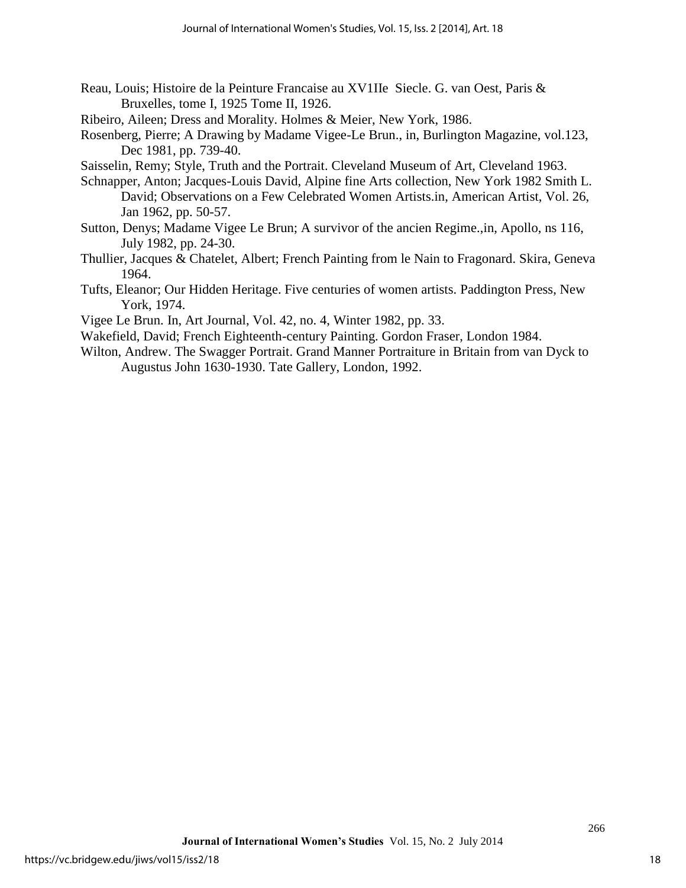Reau, Louis; Histoire de la Peinture Francaise au XV1IIe Siecle. G. van Oest, Paris & Bruxelles, tome I, 1925 Tome II, 1926.

Ribeiro, Aileen; Dress and Morality. Holmes & Meier, New York, 1986.

Rosenberg, Pierre; A Drawing by Madame Vigee-Le Brun., in, Burlington Magazine, vol.123, Dec 1981, pp. 739-40.

Saisselin, Remy; Style, Truth and the Portrait. Cleveland Museum of Art, Cleveland 1963.

Schnapper, Anton; Jacques-Louis David, Alpine fine Arts collection, New York 1982 Smith L. David; Observations on a Few Celebrated Women Artists.in, American Artist, Vol. 26, Jan 1962, pp. 50-57.

Sutton, Denys; Madame Vigee Le Brun; A survivor of the ancien Regime.,in, Apollo, ns 116, July 1982, pp. 24-30.

Thullier, Jacques & Chatelet, Albert; French Painting from le Nain to Fragonard. Skira, Geneva 1964.

Tufts, Eleanor; Our Hidden Heritage. Five centuries of women artists. Paddington Press, New York, 1974.

Vigee Le Brun. In, Art Journal, Vol. 42, no. 4, Winter 1982, pp. 33.

Wakefield, David; French Eighteenth-century Painting. Gordon Fraser, London 1984.

Wilton, Andrew. The Swagger Portrait. Grand Manner Portraiture in Britain from van Dyck to Augustus John 1630-1930. Tate Gallery, London, 1992.